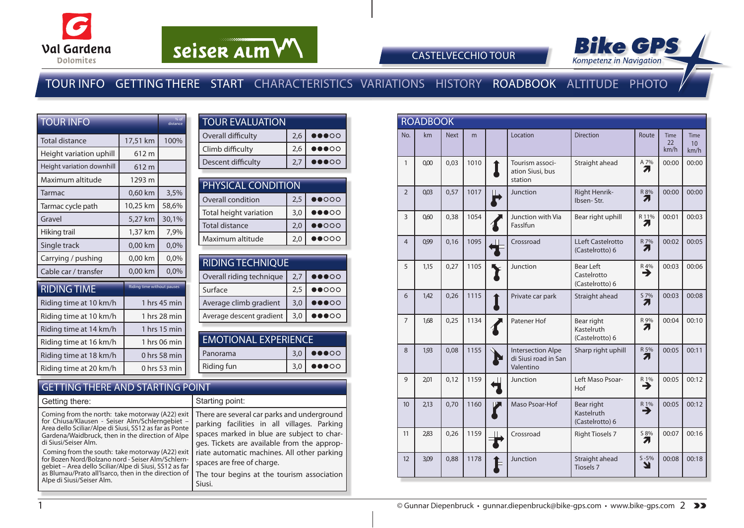Val Gardena Dolomites

Seiser Alm

CASTELVECCHIO TOUR

Bike GPS – Kompetenz in Navigation

TOUR INFO GETTING THERE START CHARACTERISTICS VARIATIONS HISTORY ROADBOOK ALTITUDE PHOTO

## TOUR INFO

| TOUR INFO | | % of distance |
|---|---|---|
| Total distance | 17,51 km | 100% |
| Height variation uphill | 612 m | |
| Height variation downhill | 612 m | |
| Maximum altitude | 1293 m | |
| Tarmac | 0,60 km | 3,5% |
| Tarmac cycle path | 10,25 km | 58,6% |
| Gravel | 5,27 km | 30,1% |
| Hiking trail | 1,37 km | 7,9% |
| Single track | 0,00 km | 0,0% |
| Carrying / pushing | 0,00 km | 0,0% |
| Cable car / transfer | 0,00 km | 0,0% |

## RIDING TIME

| RIDING TIME | Riding time without pauses |
|---|---|
| Riding time at 10 km/h | 1 hrs 45 min |
| Riding time at 10 km/h | 1 hrs 28 min |
| Riding time at 14 km/h | 1 hrs 15 min |
| Riding time at 16 km/h | 1 hrs 06 min |
| Riding time at 18 km/h | 0 hrs 58 min |
| Riding time at 20 km/h | 0 hrs 53 min |

## TOUR EVALUATION

| TOUR EVALUATION | | |
|---|---|---|
| Overall difficulty | 2,6 | ●●●○○ |
| Climb difficulty | 2,6 | ●●●○○ |
| Descent difficulty | 2,7 | ●●●○○ |

## PHYSICAL CONDITION

| PHYSICAL CONDITION | | |
|---|---|---|
| Overall condition | 2,5 | ●●○○○ |
| Total height variation | 3,0 | ●●●○○ |
| Total distance | 2,0 | ●●○○○ |
| Maximum altitude | 2,0 | ●●○○○ |

## RIDING TECHNIQUE

| RIDING TECHNIQUE | | |
|---|---|---|
| Overall riding technique | 2,7 | ●●●○○ |
| Surface | 2,5 | ●●○○○ |
| Average climb gradient | 3,0 | ●●●○○ |
| Average descent gradient | 3,0 | ●●●○○ |

## EMOTIONAL EXPERIENCE

| EMOTIONAL EXPERIENCE | | |
|---|---|---|
| Panorama | 3,0 | ●●●○○ |
| Riding fun | 3,0 | ●●●○○ |

## GETTING THERE AND STARTING POINT

**Getting there:**

Coming from the north: take motorway (A22) exit for Chiusa/Klausen - Seiser Alm/Schlerngebiet – Area dello Sciliar/Alpe di Siusi, SS12 as far as Ponte Gardena/Waidbruck, then in the direction of Alpe di Siusi/Seiser Alm.

Coming from the south: take motorway (A22) exit for Bozen Nord/Bolzano nord - Seiser Alm/Schlerngebiet – Area dello Sciliar/Alpe di Siusi, SS12 as far as Blumau/Prato all'Isarco, then in the direction of Alpe di Siusi/Seiser Alm.

**Starting point:**

There are several car parks and underground parking facilities in all villages. Parking spaces marked in blue are subject to charges. Tickets are available from the appropriate automatic machines. All other parking spaces are free of charge.

The tour begins at the tourism association Siusi.

## ROADBOOK

| No. | km | Next | m | Location | Direction | Route | Time 22 km/h | Time 10 km/h |
|---|---|---|---|---|---|---|---|---|
| 1 | 0,00 | 0,03 | 1010 | Tourism association Siusi, bus station | Straight ahead | A 7% | 00:00 | 00:00 |
| 2 | 0,03 | 0,57 | 1017 | Junction | Right Henrik-Ibsen- Str. | R 8% | 00:00 | 00:00 |
| 3 | 0,60 | 0,38 | 1054 | Junction with Via Fasslfun | Bear right uphill | R 11% | 00:01 | 00:03 |
| 4 | 0,99 | 0,16 | 1095 | Crossroad | LLeft Castelrotto (Castelrotto) 6 | R 7% | 00:02 | 00:05 |
| 5 | 1,15 | 0,27 | 1105 | Junction | Bear Left Castelrotto (Castelrotto) 6 | R 4% | 00:03 | 00:06 |
| 6 | 1,42 | 0,26 | 1115 | Private car park | Straight ahead | S 7% | 00:03 | 00:08 |
| 7 | 1,68 | 0,25 | 1134 | Patener Hof | Bear right Kastelruth (Castelrotto) 6 | R 9% | 00:04 | 00:10 |
| 8 | 1,93 | 0,08 | 1155 | Intersection Alpe di Siusi road in San Valentino | Sharp right uphill | R 5% | 00:05 | 00:11 |
| 9 | 2,01 | 0,12 | 1159 | Junction | Left Maso Psoar-Hof | R 1% | 00:05 | 00:12 |
| 10 | 2,13 | 0,70 | 1160 | Maso Psoar-Hof | Bear right Kastelruth (Castelrotto) 6 | R 1% | 00:05 | 00:12 |
| 11 | 2,83 | 0,26 | 1159 | Crossroad | Right Tiosels 7 | S 8% | 00:07 | 00:16 |
| 12 | 3,09 | 0,88 | 1178 | Junction | Straight ahead Tiosels 7 | S -5% | 00:08 | 00:18 |

© Gunnar Diepenbruck • gunnar.diepenbruck@bike-gps.com • www.bike-gps.com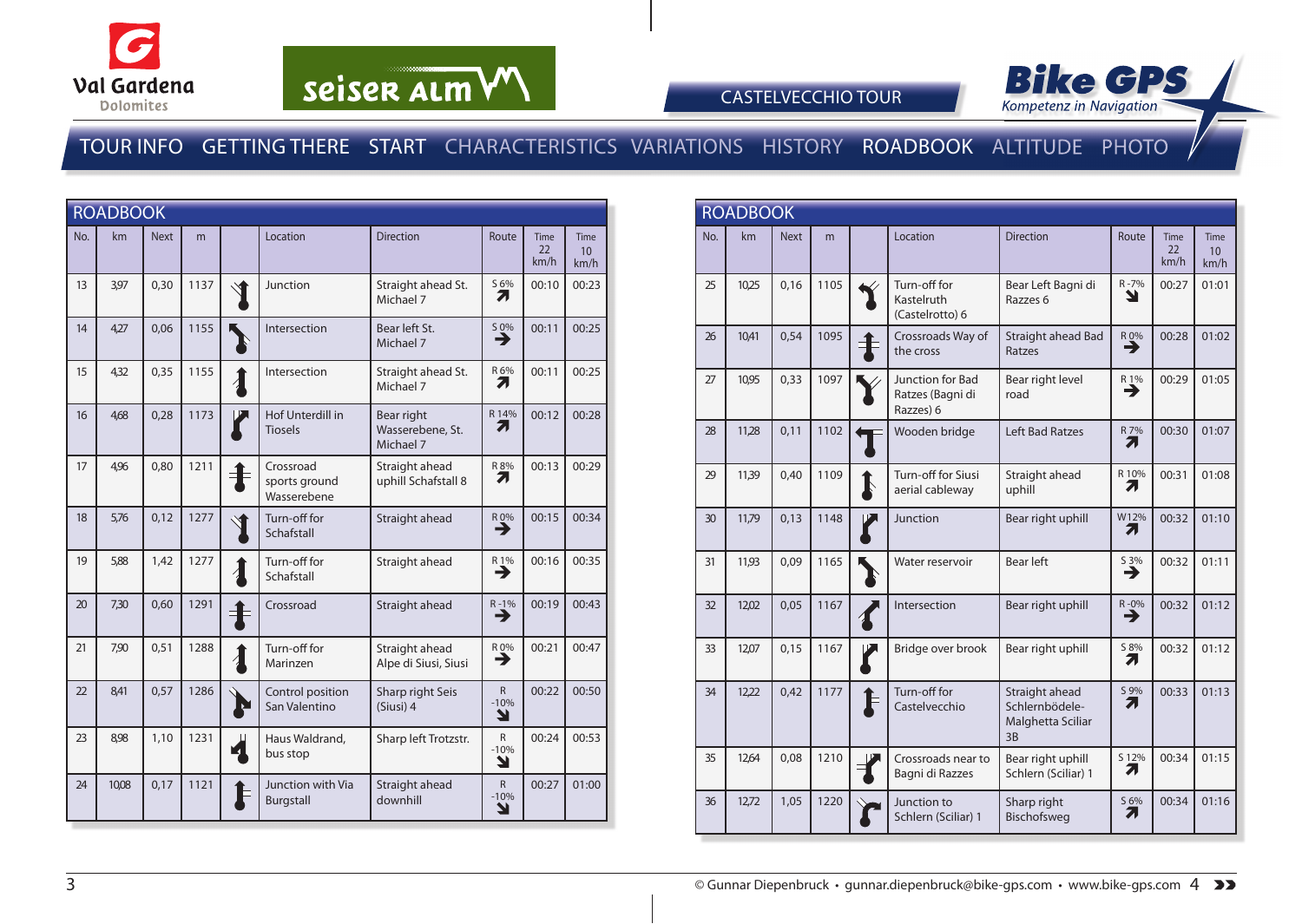CASTELVECCHIO TOUR

TOUR INFO GETTING THERE START CHARACTERISTICS VARIATIONS HISTORY ROADBOOK ALTITUDE PHOTO

## ROADBOOK

| No. | km | Next | m | | Location | Direction | Route | Time 22 km/h | Time 10 km/h |
|---|---|---|---|---|---|---|---|---|---|
| 13 | 3,97 | 0,30 | 1137 | | Junction | Straight ahead St. Michael 7 | S 6% | 00:10 | 00:23 |
| 14 | 4,27 | 0,06 | 1155 | | Intersection | Bear left St. Michael 7 | S 0% | 00:11 | 00:25 |
| 15 | 4,32 | 0,35 | 1155 | | Intersection | Straight ahead St. Michael 7 | R 6% | 00:11 | 00:25 |
| 16 | 4,68 | 0,28 | 1173 | | Hof Unterdill in Tiosels | Bear right Wasserebene, St. Michael 7 | R 14% | 00:12 | 00:28 |
| 17 | 4,96 | 0,80 | 1211 | | Crossroad sports ground Wasserebene | Straight ahead uphill Schafstall 8 | R 8% | 00:13 | 00:29 |
| 18 | 5,76 | 0,12 | 1277 | | Turn-off for Schafstall | Straight ahead | R 0% | 00:15 | 00:34 |
| 19 | 5,88 | 1,42 | 1277 | | Turn-off for Schafstall | Straight ahead | R 1% | 00:16 | 00:35 |
| 20 | 7,30 | 0,60 | 1291 | | Crossroad | Straight ahead | R -1% | 00:19 | 00:43 |
| 21 | 7,90 | 0,51 | 1288 | | Turn-off for Marinzen | Straight ahead Alpe di Siusi, Siusi | R 0% | 00:21 | 00:47 |
| 22 | 8,41 | 0,57 | 1286 | | Control position San Valentino | Sharp right Seis (Siusi) 4 | R -10% | 00:22 | 00:50 |
| 23 | 8,98 | 1,10 | 1231 | | Haus Waldrand, bus stop | Sharp left Trotzstr. | R -10% | 00:24 | 00:53 |
| 24 | 10,08 | 0,17 | 1121 | | Junction with Via Burgstall | Straight ahead downhill | R -10% | 00:27 | 01:00 |

## ROADBOOK

| No. | km | Next | m | | Location | Direction | Route | Time 22 km/h | Time 10 km/h |
|---|---|---|---|---|---|---|---|---|---|
| 25 | 10,25 | 0,16 | 1105 | | Turn-off for Kastelruth (Castelrotto) 6 | Bear Left Bagni di Razzes 6 | R -7% | 00:27 | 01:01 |
| 26 | 10,41 | 0,54 | 1095 | | Crossroads Way of the cross | Straight ahead Bad Ratzes | R 0% | 00:28 | 01:02 |
| 27 | 10,95 | 0,33 | 1097 | | Junction for Bad Ratzes (Bagni di Razzes) 6 | Bear right level road | R 1% | 00:29 | 01:05 |
| 28 | 11,28 | 0,11 | 1102 | | Wooden bridge | Left Bad Ratzes | R 7% | 00:30 | 01:07 |
| 29 | 11,39 | 0,40 | 1109 | | Turn-off for Siusi aerial cableway | Straight ahead uphill | R 10% | 00:31 | 01:08 |
| 30 | 11,79 | 0,13 | 1148 | | Junction | Bear right uphill | W12% | 00:32 | 01:10 |
| 31 | 11,93 | 0,09 | 1165 | | Water reservoir | Bear left | S 3% | 00:32 | 01:11 |
| 32 | 12,02 | 0,05 | 1167 | | Intersection | Bear right uphill | R -0% | 00:32 | 01:12 |
| 33 | 12,07 | 0,15 | 1167 | | Bridge over brook | Bear right uphill | S 8% | 00:32 | 01:12 |
| 34 | 12,22 | 0,42 | 1177 | | Turn-off for Castelvecchio | Straight ahead Schlernbödele-Malghetta Sciliar 3B | S 9% | 00:33 | 01:13 |
| 35 | 12,64 | 0,08 | 1210 | | Crossroads near to Bagni di Razzes | Bear right uphill Schlern (Sciliar) 1 | S 12% | 00:34 | 01:15 |
| 36 | 12,72 | 1,05 | 1220 | | Junction to Schlern (Sciliar) 1 | Sharp right Bischofsweg | S 6% | 00:34 | 01:16 |

© Gunnar Diepenbruck • gunnar.diepenbruck@bike-gps.com • www.bike-gps.com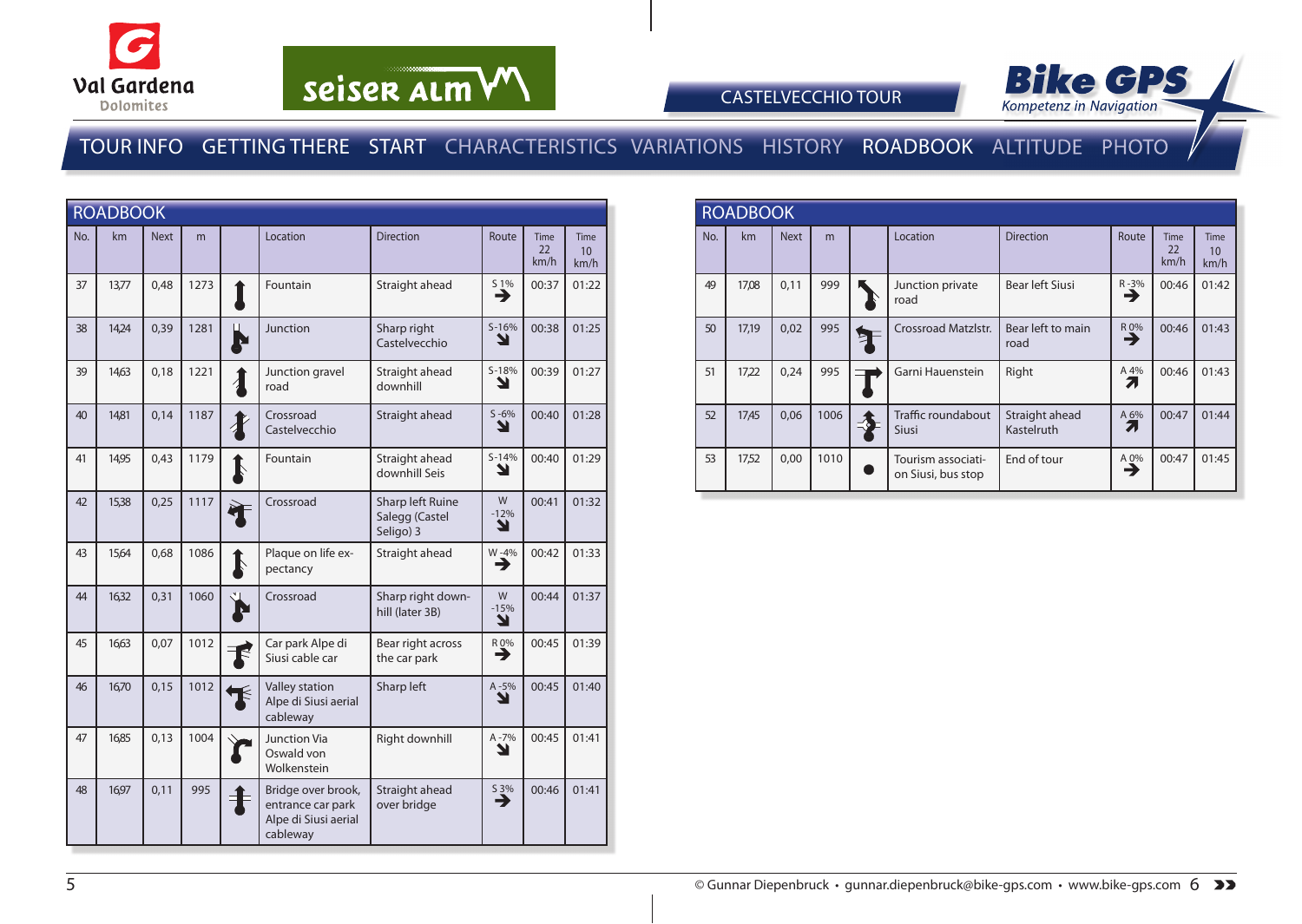CASTELVECCHIO TOUR

TOUR INFO GETTING THERE START CHARACTERISTICS VARIATIONS HISTORY ROADBOOK ALTITUDE PHOTO

## ROADBOOK

| No. | km | Next | m | | Location | Direction | Route | Time 22 km/h | Time 10 km/h |
|---|---|---|---|---|---|---|---|---|---|
| 37 | 13,77 | 0,48 | 1273 | | Fountain | Straight ahead | S 1% ➔ | 00:37 | 01:22 |
| 38 | 14,24 | 0,39 | 1281 | | Junction | Sharp right Castelvecchio | S -16% ➘ | 00:38 | 01:25 |
| 39 | 14,63 | 0,18 | 1221 | | Junction gravel road | Straight ahead downhill | S -18% ➘ | 00:39 | 01:27 |
| 40 | 14,81 | 0,14 | 1187 | | Crossroad Castelvecchio | Straight ahead | S -6% ➘ | 00:40 | 01:28 |
| 41 | 14,95 | 0,43 | 1179 | | Fountain | Straight ahead downhill Seis | S -14% ➘ | 00:40 | 01:29 |
| 42 | 15,38 | 0,25 | 1117 | | Crossroad | Sharp left Ruine Salegg (Castel Seligo) 3 | W -12% ➘ | 00:41 | 01:32 |
| 43 | 15,64 | 0,68 | 1086 | | Plaque on life expectancy | Straight ahead | W -4% ➔ | 00:42 | 01:33 |
| 44 | 16,32 | 0,31 | 1060 | | Crossroad | Sharp right downhill (later 3B) | W -15% ➘ | 00:44 | 01:37 |
| 45 | 16,63 | 0,07 | 1012 | | Car park Alpe di Siusi cable car | Bear right across the car park | R 0% ➔ | 00:45 | 01:39 |
| 46 | 16,70 | 0,15 | 1012 | | Valley station Alpe di Siusi aerial cableway | Sharp left | A -5% ➘ | 00:45 | 01:40 |
| 47 | 16,85 | 0,13 | 1004 | | Junction Via Oswald von Wolkenstein | Right downhill | A -7% ➘ | 00:45 | 01:41 |
| 48 | 16,97 | 0,11 | 995 | | Bridge over brook, entrance car park Alpe di Siusi aerial cableway | Straight ahead over bridge | S 3% ➔ | 00:46 | 01:41 |

## ROADBOOK

| No. | km | Next | m | | Location | Direction | Route | Time 22 km/h | Time 10 km/h |
|---|---|---|---|---|---|---|---|---|---|
| 49 | 17,08 | 0,11 | 999 | | Junction private road | Bear left Siusi | R -3% ➔ | 00:46 | 01:42 |
| 50 | 17,19 | 0,02 | 995 | | Crossroad Matzlstr. | Bear left to main road | R 0% ➔ | 00:46 | 01:43 |
| 51 | 17,22 | 0,24 | 995 | | Garni Hauenstein | Right | A 4% ➚ | 00:46 | 01:43 |
| 52 | 17,45 | 0,06 | 1006 | | Traffic roundabout Siusi | Straight ahead Kastelruth | A 6% ➚ | 00:47 | 01:44 |
| 53 | 17,52 | 0,00 | 1010 | ● | Tourism association Siusi, bus stop | End of tour | A 0% ➔ | 00:47 | 01:45 |

© Gunnar Diepenbruck • gunnar.diepenbruck@bike-gps.com • www.bike-gps.com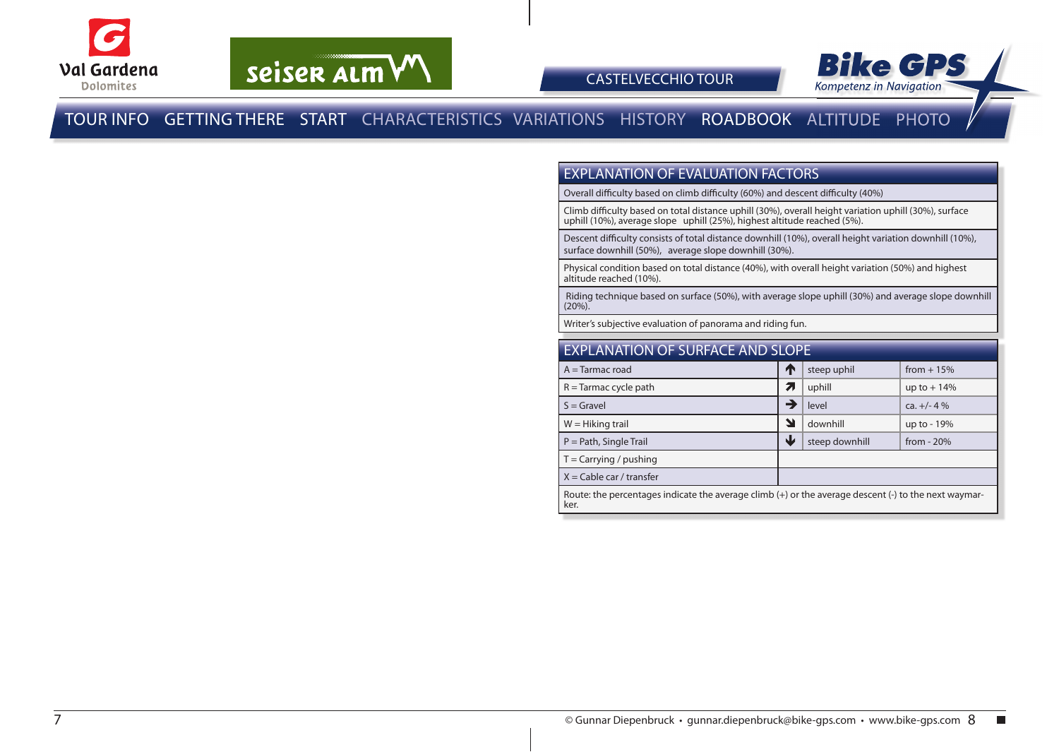## EXPLANATION OF EVALUATION FACTORS

Overall difficulty based on climb difficulty (60%) and descent difficulty (40%)

Climb difficulty based on total distance uphill (30%), overall height variation uphill (30%), surface uphill (10%), average slope uphill (25%), highest altitude reached (5%).

Descent difficulty consists of total distance downhill (10%), overall height variation downhill (10%), surface downhill (50%), average slope downhill (30%).

Physical condition based on total distance (40%), with overall height variation (50%) and highest altitude reached (10%).

Riding technique based on surface (50%), with average slope uphill (30%) and average slope downhill (20%).

Writer's subjective evaluation of panorama and riding fun.

## EXPLANATION OF SURFACE AND SLOPE

| | | | |
|---|---|---|---|
| A = Tarmac road | 🡑 | steep uphil | from + 15% |
| R = Tarmac cycle path | 🡕 | uphill | up to + 14% |
| S = Gravel | 🡒 | level | ca. +/- 4 % |
| W = Hiking trail | 🡖 | downhill | up to - 19% |
| P = Path, Single Trail | 🡓 | steep downhill | from - 20% |
| T = Carrying / pushing | | | |
| X = Cable car / transfer | | | |

Route: the percentages indicate the average climb (+) or the average descent (-) to the next waymarker.